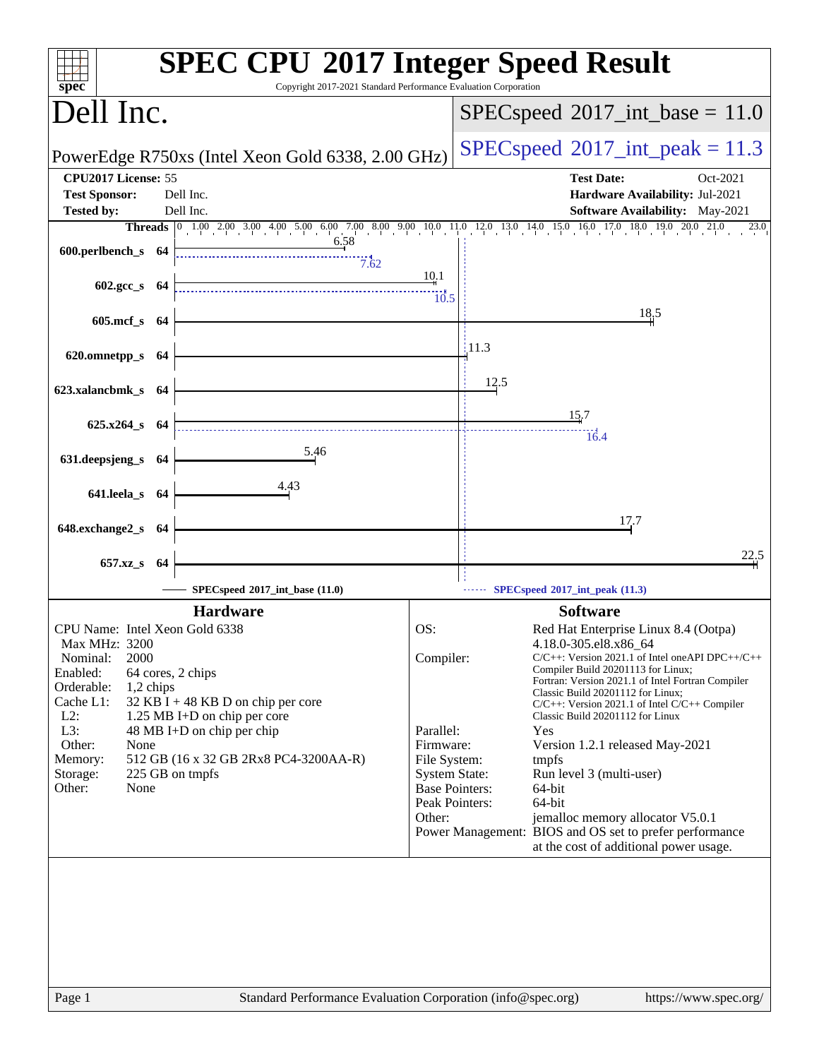# SPEC CPU 2017 Integer Speed Result

Copyright 2017-2021 Standard Performance Evaluation Corporation

## Dell Inc.

PowerEdge R750xs (Intel Xeon Gold 6338, 2.00 GHz)

SPECspeed 2017_int_base = 11.0

SPECspeed 2017_int_peak = 11.3

| | | | |
|---|---|---|---|
| **CPU2017 License:** | 55 | **Test Date:** | Oct-2021 |
| **Test Sponsor:** | Dell Inc. | **Hardware Availability:** | Jul-2021 |
| **Tested by:** | Dell Inc. | **Software Availability:** | May-2021 |

| Benchmark | Threads | Base | Peak |
|---|---|---|---|
| 600.perlbench_s | 64 | 6.58 | 7.62 |
| 602.gcc_s | 64 | 10.1 | 10.5 |
| 605.mcf_s | 64 | 18.5 | |
| 620.omnetpp_s | 64 | 11.3 | |
| 623.xalancbmk_s | 64 | 12.5 | |
| 625.x264_s | 64 | 15.7 | 16.4 |
| 631.deepsjeng_s | 64 | 5.46 | |
| 641.leela_s | 64 | 4.43 | |
| 648.exchange2_s | 64 | 17.7 | |
| 657.xz_s | 64 | 22.5 | |

SPECspeed 2017_int_base (11.0) — SPECspeed 2017_int_peak (11.3)

### Hardware

| | |
|---|---|
| CPU Name: | Intel Xeon Gold 6338 |
| Max MHz: | 3200 |
| Nominal: | 2000 |
| Enabled: | 64 cores, 2 chips |
| Orderable: | 1,2 chips |
| Cache L1: | 32 KB I + 48 KB D on chip per core |
| L2: | 1.25 MB I+D on chip per core |
| L3: | 48 MB I+D on chip per chip |
| Other: | None |
| Memory: | 512 GB (16 x 32 GB 2Rx8 PC4-3200AA-R) |
| Storage: | 225 GB on tmpfs |
| Other: | None |

### Software

| | |
|---|---|
| OS: | Red Hat Enterprise Linux 8.4 (Ootpa) 4.18.0-305.el8.x86_64 |
| Compiler: | C/C++: Version 2021.1 of Intel oneAPI DPC++/C++ Compiler Build 20201113 for Linux; Fortran: Version 2021.1 of Intel Fortran Compiler Classic Build 20201112 for Linux; C/C++: Version 2021.1 of Intel C/C++ Compiler Classic Build 20201112 for Linux |
| Parallel: | Yes |
| Firmware: | Version 1.2.1 released May-2021 |
| File System: | tmpfs |
| System State: | Run level 3 (multi-user) |
| Base Pointers: | 64-bit |
| Peak Pointers: | 64-bit |
| Other: | jemalloc memory allocator V5.0.1 |
| Power Management: | BIOS and OS set to prefer performance at the cost of additional power usage. |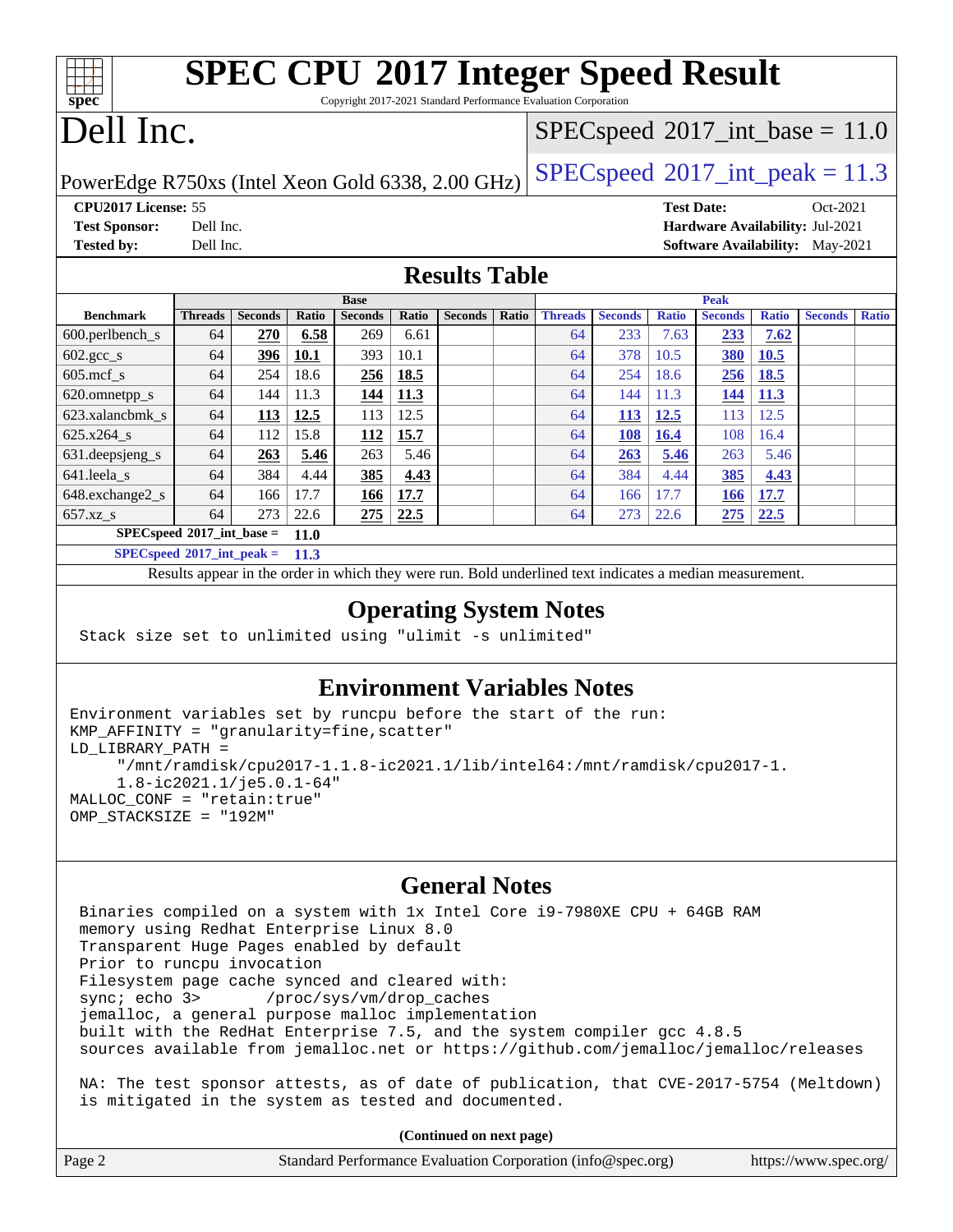# SPEC CPU 2017 Integer Speed Result

Copyright 2017-2021 Standard Performance Evaluation Corporation

# Dell Inc.

PowerEdge R750xs (Intel Xeon Gold 6338, 2.00 GHz)

SPECspeed 2017_int_base = 11.0

SPECspeed 2017_int_peak = 11.3

**CPU2017 License:** 55
**Test Sponsor:** Dell Inc.
**Tested by:** Dell Inc.

**Test Date:** Oct-2021
**Hardware Availability:** Jul-2021
**Software Availability:** May-2021

## Results Table

| Benchmark | Base | | | | | | | Peak | | | | | | |
|---|---|---|---|---|---|---|---|---|---|---|---|---|---|---|
| | Threads | Seconds | Ratio | Seconds | Ratio | Seconds | Ratio | Threads | Seconds | Ratio | Seconds | Ratio | Seconds | Ratio |
| 600.perlbench_s | 64 | **270** | **6.58** | 269 | 6.61 | | | 64 | 233 | 7.63 | **233** | **7.62** | | |
| 602.gcc_s | 64 | **396** | **10.1** | 393 | 10.1 | | | 64 | 378 | 10.5 | **380** | **10.5** | | |
| 605.mcf_s | 64 | 254 | 18.6 | **256** | **18.5** | | | 64 | 254 | 18.6 | **256** | **18.5** | | |
| 620.omnetpp_s | 64 | 144 | 11.3 | **144** | **11.3** | | | 64 | 144 | 11.3 | **144** | **11.3** | | |
| 623.xalancbmk_s | 64 | **113** | **12.5** | 113 | 12.5 | | | 64 | **113** | **12.5** | 113 | 12.5 | | |
| 625.x264_s | 64 | 112 | 15.8 | **112** | **15.7** | | | 64 | **108** | **16.4** | 108 | 16.4 | | |
| 631.deepsjeng_s | 64 | **263** | **5.46** | 263 | 5.46 | | | 64 | **263** | **5.46** | 263 | 5.46 | | |
| 641.leela_s | 64 | 384 | 4.44 | **385** | **4.43** | | | 64 | 384 | 4.44 | **385** | **4.43** | | |
| 648.exchange2_s | 64 | 166 | 17.7 | **166** | **17.7** | | | 64 | 166 | 17.7 | **166** | **17.7** | | |
| 657.xz_s | 64 | 273 | 22.6 | **275** | **22.5** | | | 64 | 273 | 22.6 | **275** | **22.5** | | |

**SPECspeed 2017_int_base = 11.0**

**SPECspeed 2017_int_peak = 11.3**

Results appear in the order in which they were run. Bold underlined text indicates a median measurement.

## Operating System Notes

```
Stack size set to unlimited using "ulimit -s unlimited"
```

## Environment Variables Notes

```
Environment variables set by runcpu before the start of the run:
KMP_AFFINITY = "granularity=fine,scatter"
LD_LIBRARY_PATH =
     "/mnt/ramdisk/cpu2017-1.1.8-ic2021.1/lib/intel64:/mnt/ramdisk/cpu2017-1.
     1.8-ic2021.1/je5.0.1-64"
MALLOC_CONF = "retain:true"
OMP_STACKSIZE = "192M"
```

## General Notes

```
Binaries compiled on a system with 1x Intel Core i9-7980XE CPU + 64GB RAM
memory using Redhat Enterprise Linux 8.0
Transparent Huge Pages enabled by default
Prior to runcpu invocation
Filesystem page cache synced and cleared with:
sync; echo 3>       /proc/sys/vm/drop_caches
jemalloc, a general purpose malloc implementation
built with the RedHat Enterprise 7.5, and the system compiler gcc 4.8.5
sources available from jemalloc.net or https://github.com/jemalloc/jemalloc/releases

NA: The test sponsor attests, as of date of publication, that CVE-2017-5754 (Meltdown)
is mitigated in the system as tested and documented.
```

**(Continued on next page)**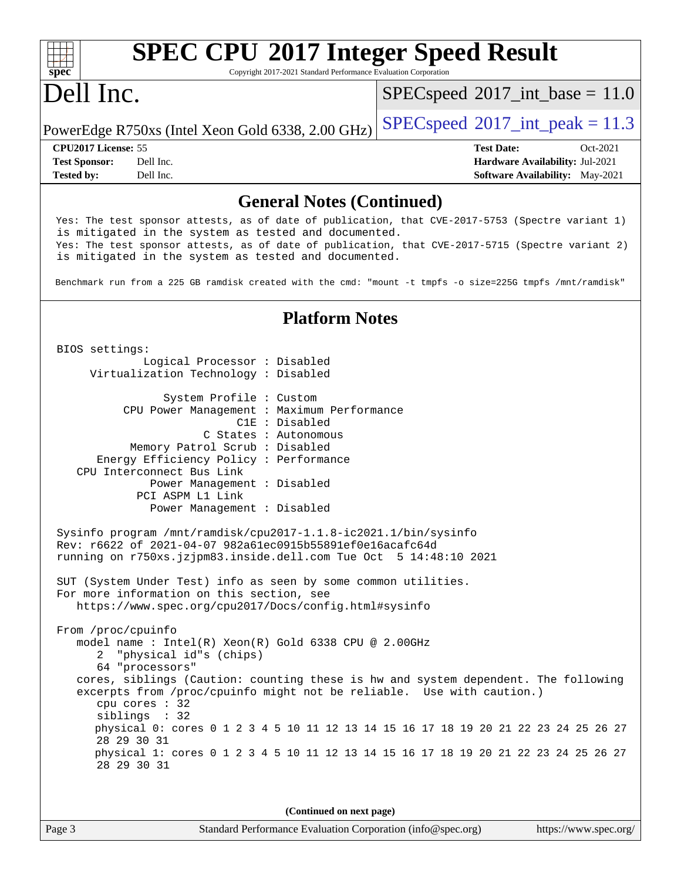## General Notes (Continued)

```
Yes: The test sponsor attests, as of date of publication, that CVE-2017-5753 (Spectre variant 1)
is mitigated in the system as tested and documented.
Yes: The test sponsor attests, as of date of publication, that CVE-2017-5715 (Spectre variant 2)
is mitigated in the system as tested and documented.

Benchmark run from a 225 GB ramdisk created with the cmd: "mount -t tmpfs -o size=225G tmpfs /mnt/ramdisk"
```

## Platform Notes

```
BIOS settings:
          Logical Processor : Disabled
     Virtualization Technology : Disabled

              System Profile : Custom
        CPU Power Management : Maximum Performance
                         C1E : Disabled
                    C States : Autonomous
         Memory Patrol Scrub : Disabled
    Energy Efficiency Policy : Performance
   CPU Interconnect Bus Link
            Power Management : Disabled
         PCI ASPM L1 Link
            Power Management : Disabled

Sysinfo program /mnt/ramdisk/cpu2017-1.1.8-ic2021.1/bin/sysinfo
Rev: r6622 of 2021-04-07 982a61ec0915b55891ef0e16acafc64d
running on r750xs.jzjpm83.inside.dell.com Tue Oct  5 14:48:10 2021

SUT (System Under Test) info as seen by some common utilities.
For more information on this section, see
   https://www.spec.org/cpu2017/Docs/config.html#sysinfo

From /proc/cpuinfo
   model name : Intel(R) Xeon(R) Gold 6338 CPU @ 2.00GHz
      2  "physical id"s (chips)
      64 "processors"
   cores, siblings (Caution: counting these is hw and system dependent. The following
   excerpts from /proc/cpuinfo might not be reliable.  Use with caution.)
      cpu cores : 32
      siblings  : 32
      physical 0: cores 0 1 2 3 4 5 10 11 12 13 14 15 16 17 18 19 20 21 22 23 24 25 26 27
      28 29 30 31
      physical 1: cores 0 1 2 3 4 5 10 11 12 13 14 15 16 17 18 19 20 21 22 23 24 25 26 27
      28 29 30 31
```

(Continued on next page)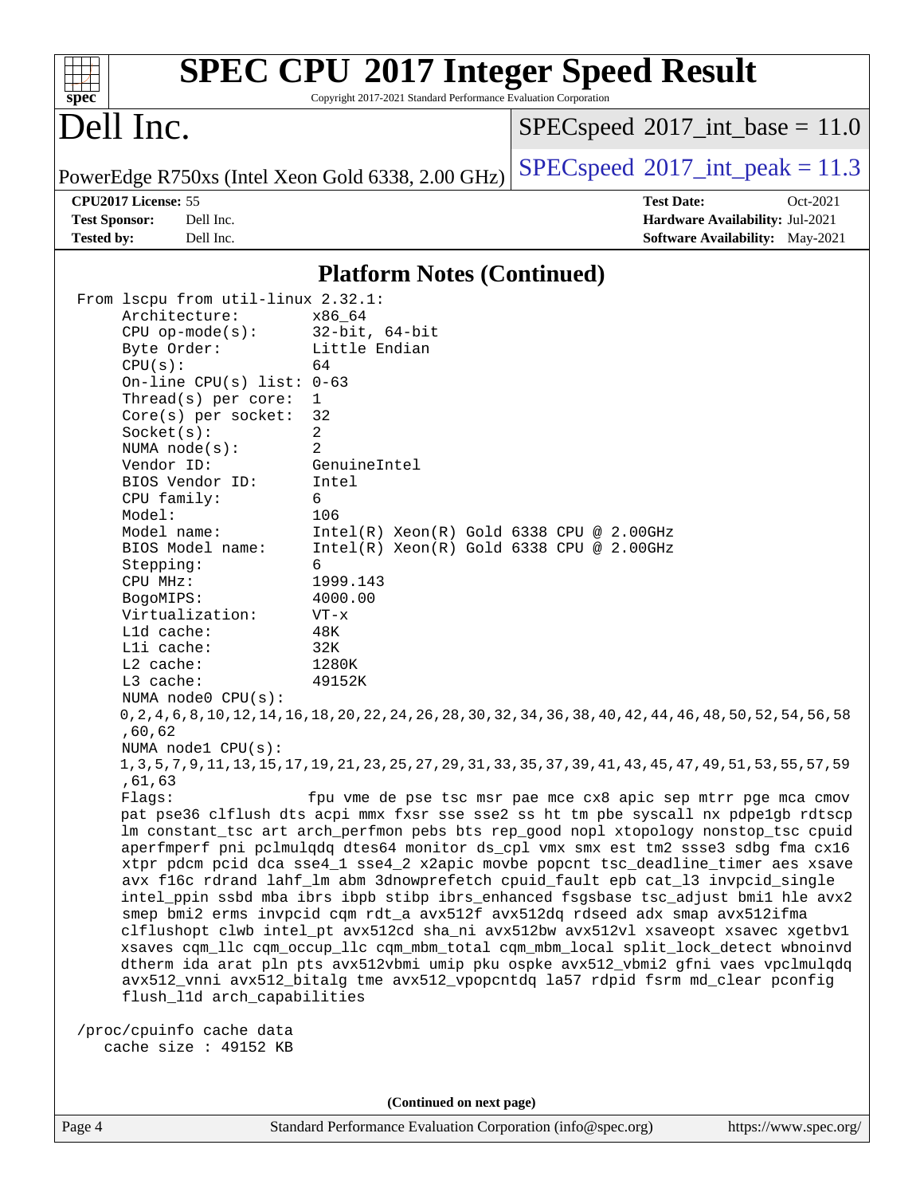## Platform Notes (Continued)

```
From lscpu from util-linux 2.32.1:
    Architecture:          x86_64
    CPU op-mode(s):        32-bit, 64-bit
    Byte Order:            Little Endian
    CPU(s):                64
    On-line CPU(s) list: 0-63
    Thread(s) per core:  1
    Core(s) per socket:  32
    Socket(s):             2
    NUMA node(s):          2
    Vendor ID:             GenuineIntel
    BIOS Vendor ID:        Intel
    CPU family:            6
    Model:                 106
    Model name:            Intel(R) Xeon(R) Gold 6338 CPU @ 2.00GHz
    BIOS Model name:       Intel(R) Xeon(R) Gold 6338 CPU @ 2.00GHz
    Stepping:              6
    CPU MHz:               1999.143
    BogoMIPS:              4000.00
    Virtualization:        VT-x
    L1d cache:             48K
    L1i cache:             32K
    L2 cache:              1280K
    L3 cache:              49152K
    NUMA node0 CPU(s):
    0,2,4,6,8,10,12,14,16,18,20,22,24,26,28,30,32,34,36,38,40,42,44,46,48,50,52,54,56,58
    ,60,62
    NUMA node1 CPU(s):
    1,3,5,7,9,11,13,15,17,19,21,23,25,27,29,31,33,35,37,39,41,43,45,47,49,51,53,55,57,59
    ,61,63
    Flags:                fpu vme de pse tsc msr pae mce cx8 apic sep mtrr pge mca cmov
    pat pse36 clflush dts acpi mmx fxsr sse sse2 ss ht tm pbe syscall nx pdpe1gb rdtscp
    lm constant_tsc art arch_perfmon pebs bts rep_good nopl xtopology nonstop_tsc cpuid
    aperfmperf pni pclmulqdq dtes64 monitor ds_cpl vmx smx est tm2 ssse3 sdbg fma cx16
    xtpr pdcm pcid dca sse4_1 sse4_2 x2apic movbe popcnt tsc_deadline_timer aes xsave
    avx f16c rdrand lahf_lm abm 3dnowprefetch cpuid_fault epb cat_l3 invpcid_single
    intel_ppin ssbd mba ibrs ibpb stibp ibrs_enhanced fsgsbase tsc_adjust bmi1 hle avx2
    smep bmi2 erms invpcid cqm rdt_a avx512f avx512dq rdseed adx smap avx512ifma
    clflushopt clwb intel_pt avx512cd sha_ni avx512bw avx512vl xsaveopt xsavec xgetbv1
    xsaves cqm_llc cqm_occup_llc cqm_mbm_total cqm_mbm_local split_lock_detect wbnoinvd
    dtherm ida arat pln pts avx512vbmi umip pku ospke avx512_vbmi2 gfni vaes vpclmulqdq
    avx512_vnni avx512_bitalg tme avx512_vpopcntdq la57 rdpid fsrm md_clear pconfig
    flush_l1d arch_capabilities

 /proc/cpuinfo cache data
    cache size : 49152 KB
```

(Continued on next page)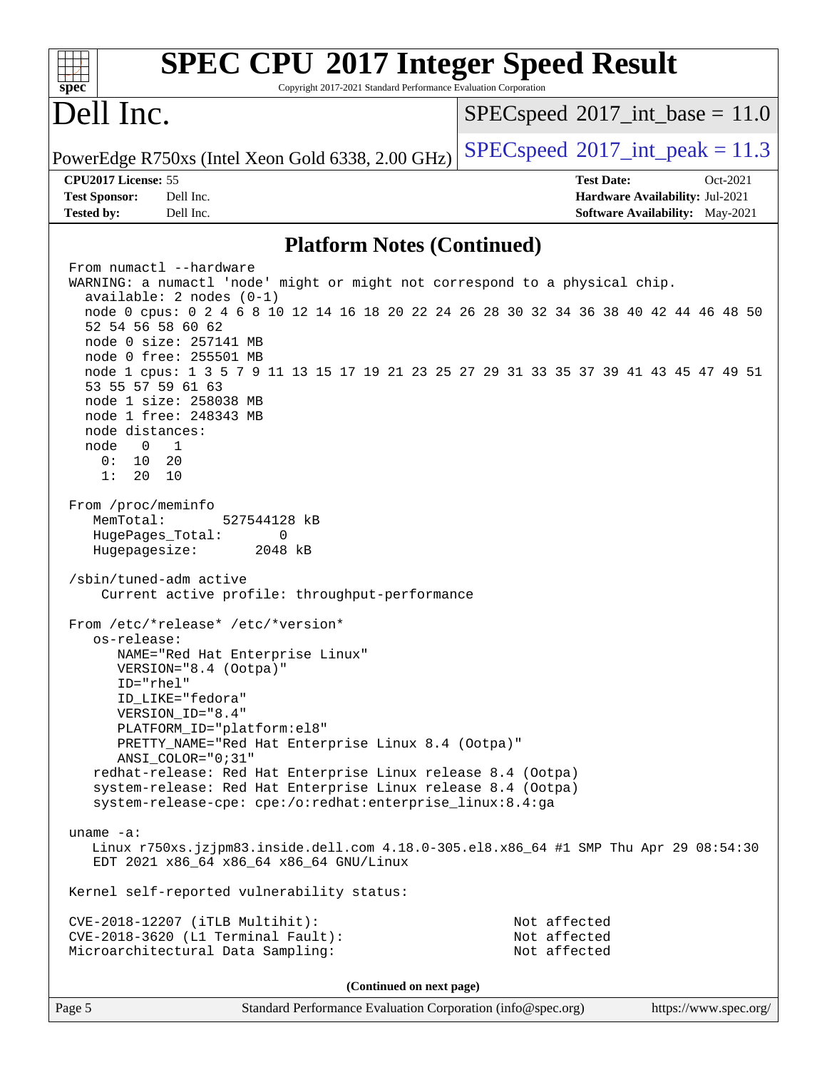# SPEC CPU 2017 Integer Speed Result

Copyright 2017-2021 Standard Performance Evaluation Corporation

# Dell Inc.

PowerEdge R750xs (Intel Xeon Gold 6338, 2.00 GHz)

SPECspeed 2017_int_base = 11.0

SPECspeed 2017_int_peak = 11.3

**CPU2017 License:** 55
**Test Sponsor:** Dell Inc.
**Tested by:** Dell Inc.

**Test Date:** Oct-2021
**Hardware Availability:** Jul-2021
**Software Availability:** May-2021

## Platform Notes (Continued)

```
From numactl --hardware
WARNING: a numactl 'node' might or might not correspond to a physical chip.
  available: 2 nodes (0-1)
  node 0 cpus: 0 2 4 6 8 10 12 14 16 18 20 22 24 26 28 30 32 34 36 38 40 42 44 46 48 50
  52 54 56 58 60 62
  node 0 size: 257141 MB
  node 0 free: 255501 MB
  node 1 cpus: 1 3 5 7 9 11 13 15 17 19 21 23 25 27 29 31 33 35 37 39 41 43 45 47 49 51
  53 55 57 59 61 63
  node 1 size: 258038 MB
  node 1 free: 248343 MB
  node distances:
  node   0   1
    0:  10  20
    1:  20  10

From /proc/meminfo
   MemTotal:       527544128 kB
   HugePages_Total:       0
   Hugepagesize:       2048 kB

/sbin/tuned-adm active
    Current active profile: throughput-performance

From /etc/*release* /etc/*version*
   os-release:
      NAME="Red Hat Enterprise Linux"
      VERSION="8.4 (Ootpa)"
      ID="rhel"
      ID_LIKE="fedora"
      VERSION_ID="8.4"
      PLATFORM_ID="platform:el8"
      PRETTY_NAME="Red Hat Enterprise Linux 8.4 (Ootpa)"
      ANSI_COLOR="0;31"
   redhat-release: Red Hat Enterprise Linux release 8.4 (Ootpa)
   system-release: Red Hat Enterprise Linux release 8.4 (Ootpa)
   system-release-cpe: cpe:/o:redhat:enterprise_linux:8.4:ga

uname -a:
   Linux r750xs.jzjpm83.inside.dell.com 4.18.0-305.el8.x86_64 #1 SMP Thu Apr 29 08:54:30
   EDT 2021 x86_64 x86_64 x86_64 GNU/Linux

Kernel self-reported vulnerability status:

CVE-2018-12207 (iTLB Multihit):                          Not affected
CVE-2018-3620 (L1 Terminal Fault):                       Not affected
Microarchitectural Data Sampling:                        Not affected
```

**(Continued on next page)**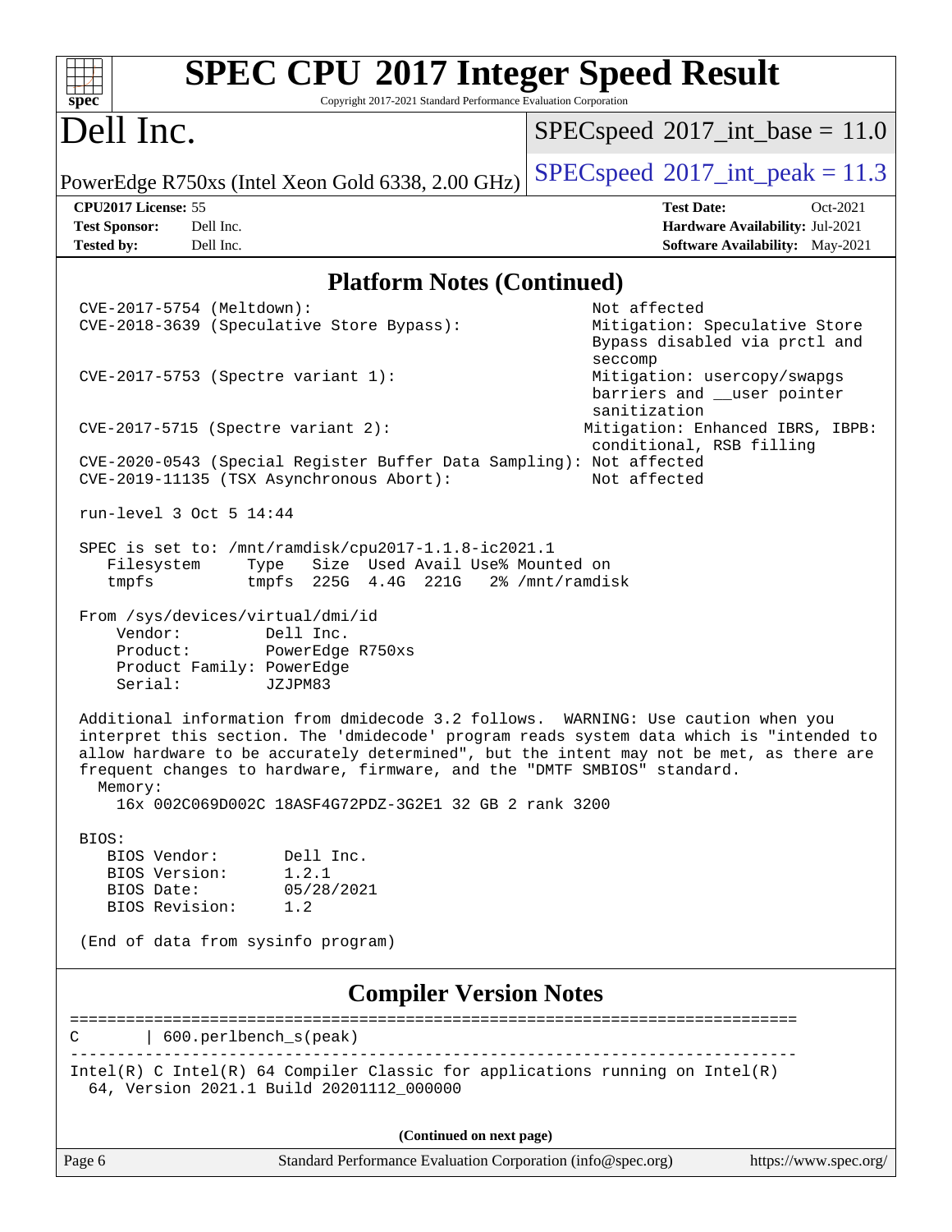## Platform Notes (Continued)

```
CVE-2017-5754 (Meltdown):                                 Not affected
CVE-2018-3639 (Speculative Store Bypass):                 Mitigation: Speculative Store
                                                          Bypass disabled via prctl and
                                                          seccomp
CVE-2017-5753 (Spectre variant 1):                        Mitigation: usercopy/swapgs
                                                          barriers and __user pointer
                                                          sanitization
CVE-2017-5715 (Spectre variant 2):                       Mitigation: Enhanced IBRS, IBPB:
                                                          conditional, RSB filling
CVE-2020-0543 (Special Register Buffer Data Sampling): Not affected
CVE-2019-11135 (TSX Asynchronous Abort):                 Not affected

run-level 3 Oct 5 14:44

SPEC is set to: /mnt/ramdisk/cpu2017-1.1.8-ic2021.1
   Filesystem     Type   Size  Used Avail Use% Mounted on
   tmpfs          tmpfs  225G  4.4G  221G   2% /mnt/ramdisk

From /sys/devices/virtual/dmi/id
    Vendor:         Dell Inc.
    Product:        PowerEdge R750xs
    Product Family: PowerEdge
    Serial:         JZJPM83

Additional information from dmidecode 3.2 follows.  WARNING: Use caution when you
interpret this section. The 'dmidecode' program reads system data which is "intended to
allow hardware to be accurately determined", but the intent may not be met, as there are
frequent changes to hardware, firmware, and the "DMTF SMBIOS" standard.
  Memory:
    16x 002C069D002C 18ASF4G72PDZ-3G2E1 32 GB 2 rank 3200

BIOS:
   BIOS Vendor:       Dell Inc.
   BIOS Version:      1.2.1
   BIOS Date:         05/28/2021
   BIOS Revision:     1.2

(End of data from sysinfo program)
```

## Compiler Version Notes

```
==============================================================================
C       | 600.perlbench_s(peak)
------------------------------------------------------------------------------
Intel(R) C Intel(R) 64 Compiler Classic for applications running on Intel(R)
  64, Version 2021.1 Build 20201112_000000
```

(Continued on next page)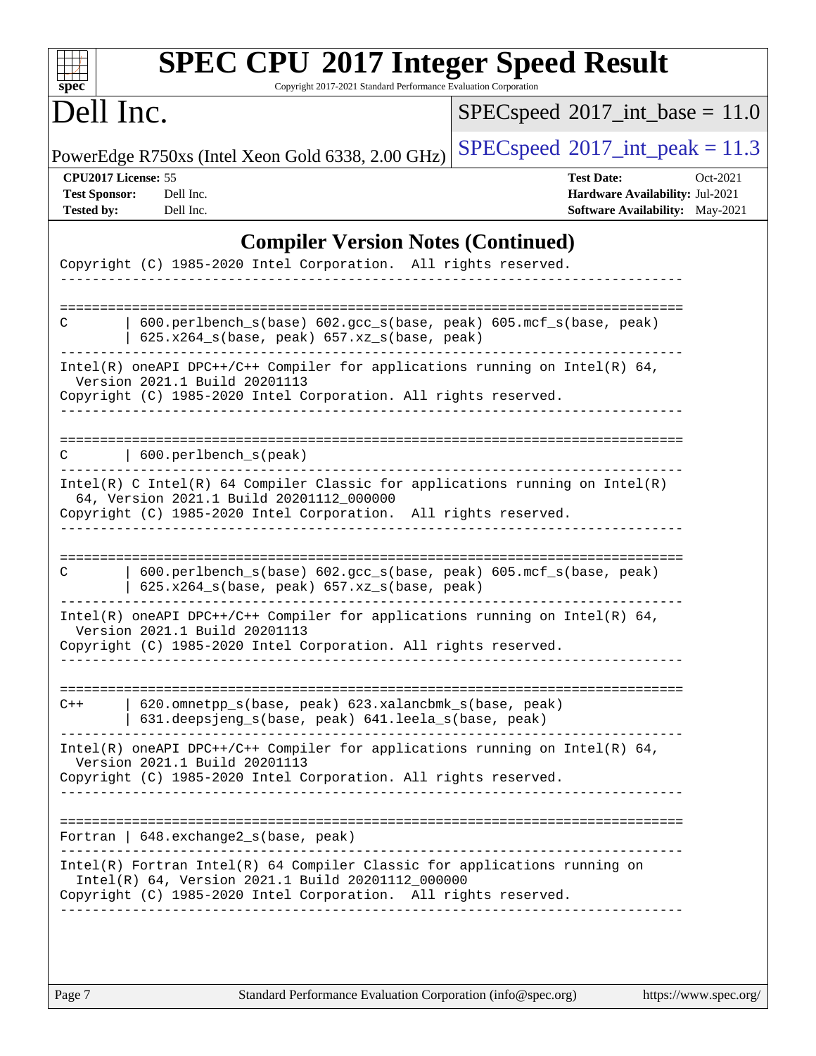# SPEC CPU 2017 Integer Speed Result

Copyright 2017-2021 Standard Performance Evaluation Corporation

## Dell Inc.

PowerEdge R750xs (Intel Xeon Gold 6338, 2.00 GHz)

SPECspeed 2017_int_base = 11.0

SPECspeed 2017_int_peak = 11.3

**CPU2017 License:** 55
**Test Sponsor:** Dell Inc.
**Tested by:** Dell Inc.

**Test Date:** Oct-2021
**Hardware Availability:** Jul-2021
**Software Availability:** May-2021

## Compiler Version Notes (Continued)

```
Copyright (C) 1985-2020 Intel Corporation.  All rights reserved.
------------------------------------------------------------------------------

==============================================================================
C       | 600.perlbench_s(base) 602.gcc_s(base, peak) 605.mcf_s(base, peak)
        | 625.x264_s(base, peak) 657.xz_s(base, peak)
------------------------------------------------------------------------------
Intel(R) oneAPI DPC++/C++ Compiler for applications running on Intel(R) 64,
  Version 2021.1 Build 20201113
Copyright (C) 1985-2020 Intel Corporation. All rights reserved.
------------------------------------------------------------------------------

==============================================================================
C       | 600.perlbench_s(peak)
------------------------------------------------------------------------------
Intel(R) C Intel(R) 64 Compiler Classic for applications running on Intel(R)
  64, Version 2021.1 Build 20201112_000000
Copyright (C) 1985-2020 Intel Corporation.  All rights reserved.
------------------------------------------------------------------------------

==============================================================================
C       | 600.perlbench_s(base) 602.gcc_s(base, peak) 605.mcf_s(base, peak)
        | 625.x264_s(base, peak) 657.xz_s(base, peak)
------------------------------------------------------------------------------
Intel(R) oneAPI DPC++/C++ Compiler for applications running on Intel(R) 64,
  Version 2021.1 Build 20201113
Copyright (C) 1985-2020 Intel Corporation. All rights reserved.
------------------------------------------------------------------------------

==============================================================================
C++     | 620.omnetpp_s(base, peak) 623.xalancbmk_s(base, peak)
        | 631.deepsjeng_s(base, peak) 641.leela_s(base, peak)
------------------------------------------------------------------------------
Intel(R) oneAPI DPC++/C++ Compiler for applications running on Intel(R) 64,
  Version 2021.1 Build 20201113
Copyright (C) 1985-2020 Intel Corporation. All rights reserved.
------------------------------------------------------------------------------

==============================================================================
Fortran | 648.exchange2_s(base, peak)
------------------------------------------------------------------------------
Intel(R) Fortran Intel(R) 64 Compiler Classic for applications running on
  Intel(R) 64, Version 2021.1 Build 20201112_000000
Copyright (C) 1985-2020 Intel Corporation.  All rights reserved.
------------------------------------------------------------------------------
```

Standard Performance Evaluation Corporation (info@spec.org) https://www.spec.org/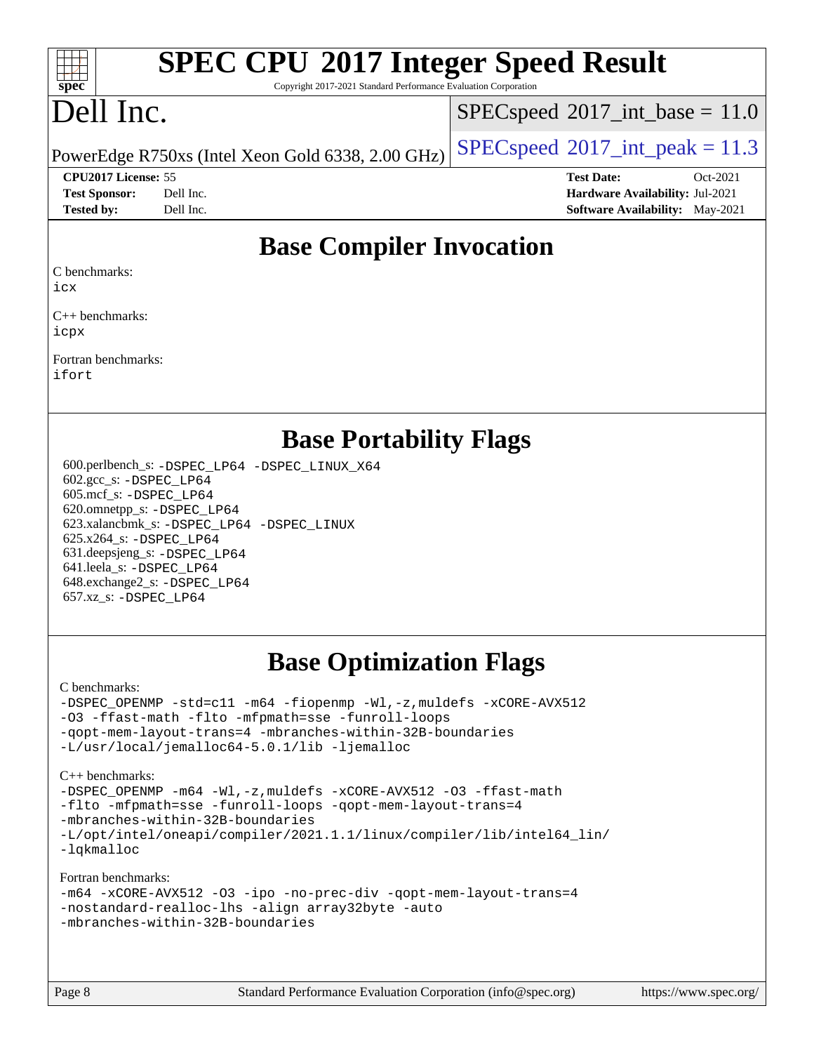# SPEC CPU 2017 Integer Speed Result

Copyright 2017-2021 Standard Performance Evaluation Corporation

# Dell Inc.

PowerEdge R750xs (Intel Xeon Gold 6338, 2.00 GHz)

SPECspeed 2017_int_base = 11.0

SPECspeed 2017_int_peak = 11.3

**CPU2017 License:** 55
**Test Sponsor:** Dell Inc.
**Tested by:** Dell Inc.

**Test Date:** Oct-2021
**Hardware Availability:** Jul-2021
**Software Availability:** May-2021

## Base Compiler Invocation

C benchmarks:
`icx`

C++ benchmarks:
`icpx`

Fortran benchmarks:
`ifort`

## Base Portability Flags

600.perlbench_s: `-DSPEC_LP64 -DSPEC_LINUX_X64`
602.gcc_s: `-DSPEC_LP64`
605.mcf_s: `-DSPEC_LP64`
620.omnetpp_s: `-DSPEC_LP64`
623.xalancbmk_s: `-DSPEC_LP64 -DSPEC_LINUX`
625.x264_s: `-DSPEC_LP64`
631.deepsjeng_s: `-DSPEC_LP64`
641.leela_s: `-DSPEC_LP64`
648.exchange2_s: `-DSPEC_LP64`
657.xz_s: `-DSPEC_LP64`

## Base Optimization Flags

C benchmarks:
```
-DSPEC_OPENMP -std=c11 -m64 -fiopenmp -Wl,-z,muldefs -xCORE-AVX512
-O3 -ffast-math -flto -mfpmath=sse -funroll-loops
-qopt-mem-layout-trans=4 -mbranches-within-32B-boundaries
-L/usr/local/jemalloc64-5.0.1/lib -ljemalloc
```

C++ benchmarks:
```
-DSPEC_OPENMP -m64 -Wl,-z,muldefs -xCORE-AVX512 -O3 -ffast-math
-flto -mfpmath=sse -funroll-loops -qopt-mem-layout-trans=4
-mbranches-within-32B-boundaries
-L/opt/intel/oneapi/compiler/2021.1.1/linux/compiler/lib/intel64_lin/
-lqkmalloc
```

Fortran benchmarks:
```
-m64 -xCORE-AVX512 -O3 -ipo -no-prec-div -qopt-mem-layout-trans=4
-nostandard-realloc-lhs -align array32byte -auto
-mbranches-within-32B-boundaries
```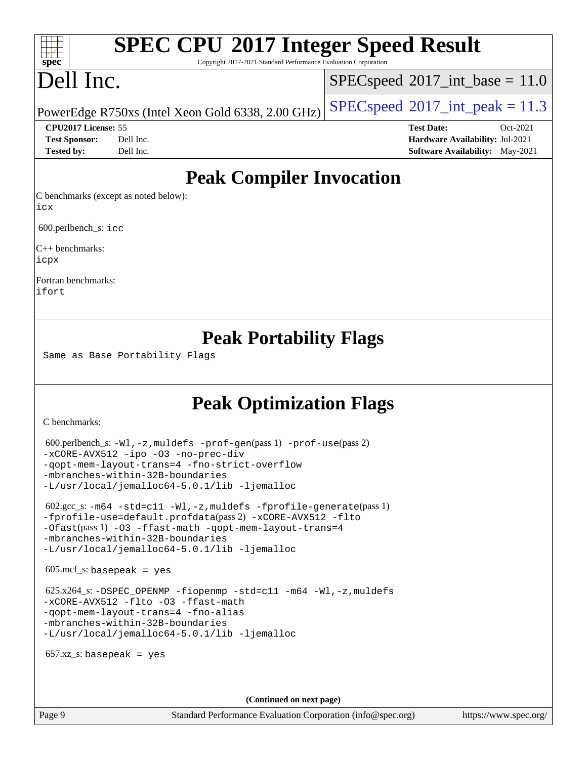# Peak Compiler Invocation

C benchmarks (except as noted below):
icx

600.perlbench_s: icc

C++ benchmarks:
icpx

Fortran benchmarks:
ifort

# Peak Portability Flags

Same as Base Portability Flags

# Peak Optimization Flags

C benchmarks:

600.perlbench_s: -Wl,-z,muldefs -prof-gen(pass 1) -prof-use(pass 2) -xCORE-AVX512 -ipo -O3 -no-prec-div -qopt-mem-layout-trans=4 -fno-strict-overflow -mbranches-within-32B-boundaries -L/usr/local/jemalloc64-5.0.1/lib -ljemalloc

602.gcc_s: -m64 -std=c11 -Wl,-z,muldefs -fprofile-generate(pass 1) -fprofile-use=default.profdata(pass 2) -xCORE-AVX512 -flto -Ofast(pass 1) -O3 -ffast-math -qopt-mem-layout-trans=4 -mbranches-within-32B-boundaries -L/usr/local/jemalloc64-5.0.1/lib -ljemalloc

605.mcf_s: basepeak = yes

625.x264_s: -DSPEC_OPENMP -fiopenmp -std=c11 -m64 -Wl,-z,muldefs -xCORE-AVX512 -flto -O3 -ffast-math -qopt-mem-layout-trans=4 -fno-alias -mbranches-within-32B-boundaries -L/usr/local/jemalloc64-5.0.1/lib -ljemalloc

657.xz_s: basepeak = yes

(Continued on next page)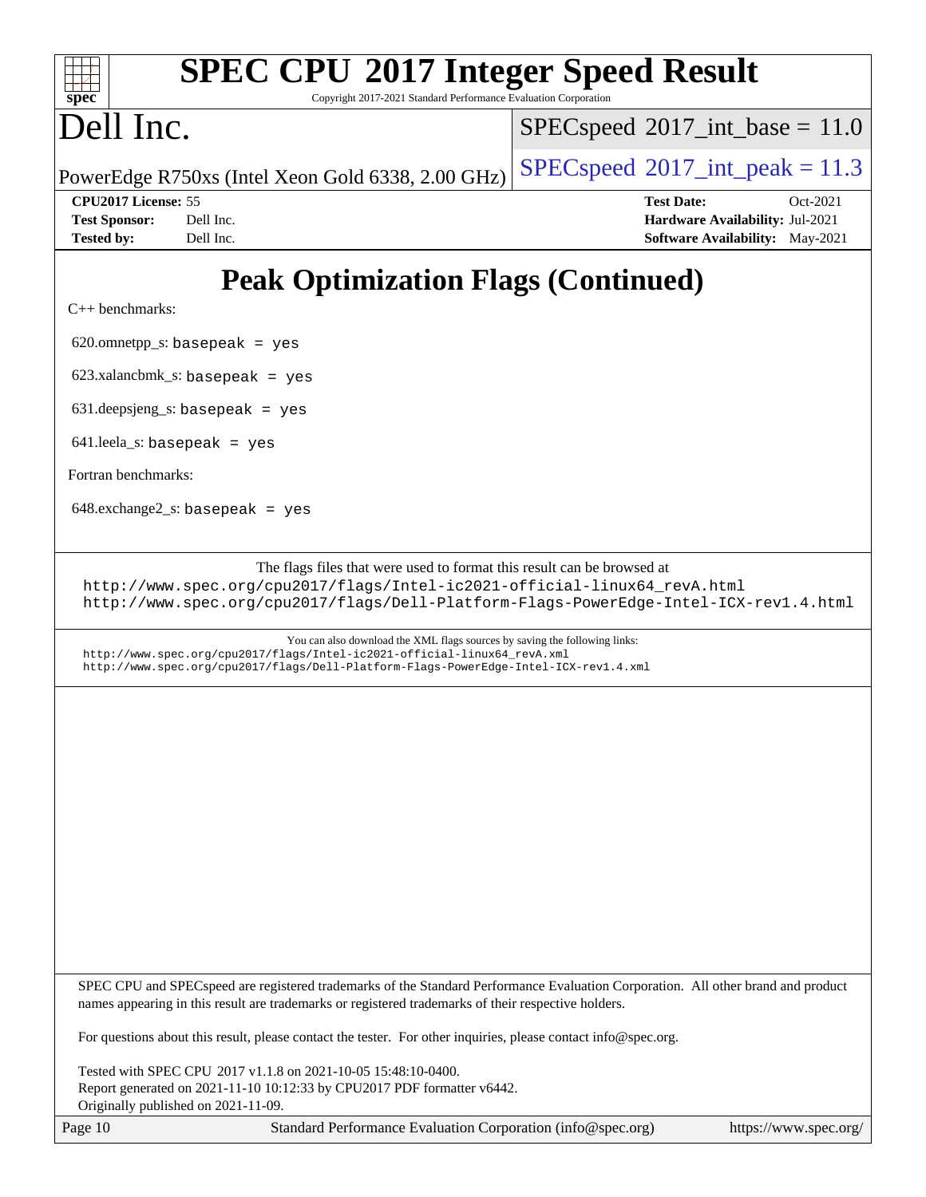# Peak Optimization Flags (Continued)

C++ benchmarks:

620.omnetpp_s: `basepeak = yes`

623.xalancbmk_s: `basepeak = yes`

631.deepsjeng_s: `basepeak = yes`

641.leela_s: `basepeak = yes`

Fortran benchmarks:

648.exchange2_s: `basepeak = yes`

The flags files that were used to format this result can be browsed at
http://www.spec.org/cpu2017/flags/Intel-ic2021-official-linux64_revA.html
http://www.spec.org/cpu2017/flags/Dell-Platform-Flags-PowerEdge-Intel-ICX-rev1.4.html

You can also download the XML flags sources by saving the following links:
http://www.spec.org/cpu2017/flags/Intel-ic2021-official-linux64_revA.xml
http://www.spec.org/cpu2017/flags/Dell-Platform-Flags-PowerEdge-Intel-ICX-rev1.4.xml

SPEC CPU and SPECspeed are registered trademarks of the Standard Performance Evaluation Corporation. All other brand and product names appearing in this result are trademarks or registered trademarks of their respective holders.

For questions about this result, please contact the tester. For other inquiries, please contact info@spec.org.

Tested with SPEC CPU 2017 v1.1.8 on 2021-10-05 15:48:10-0400.
Report generated on 2021-11-10 10:12:33 by CPU2017 PDF formatter v6442.
Originally published on 2021-11-09.